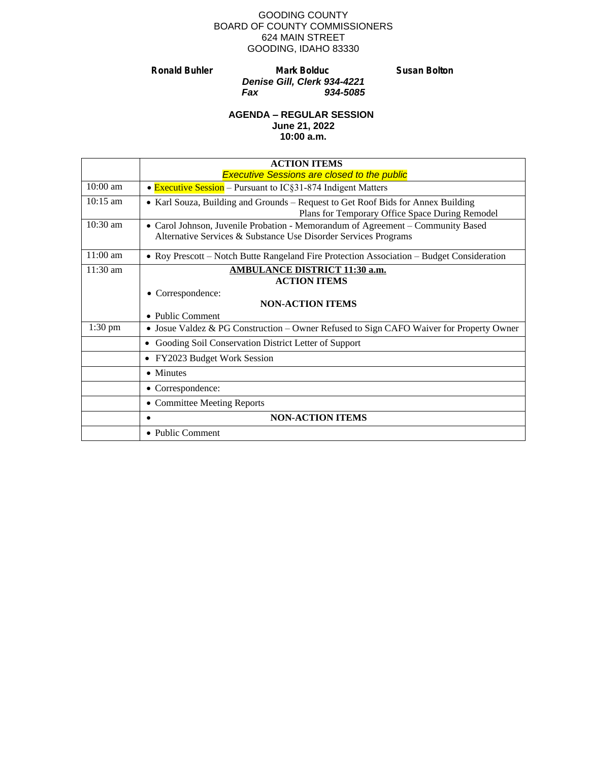GOODING COUNTY
BOARD OF COUNTY COMMISSIONERS
624 MAIN STREET
GOODING, IDAHO 83330

**Ronald Buhler** **Mark Bolduc** **Susan Bolton**

***Denise Gill, Clerk 934-4221***
***Fax 934-5085***

**AGENDA – REGULAR SESSION**
**June 21, 2022**
**10:00 a.m.**

| | **ACTION ITEMS** *Executive Sessions are closed to the public* |
|---|---|
| 10:00 am | • Executive Session – Pursuant to IC§31-874 Indigent Matters |
| 10:15 am | • Karl Souza, Building and Grounds – Request to Get Roof Bids for Annex Building Plans for Temporary Office Space During Remodel |
| 10:30 am | • Carol Johnson, Juvenile Probation - Memorandum of Agreement – Community Based Alternative Services & Substance Use Disorder Services Programs |
| 11:00 am | • Roy Prescott – Notch Butte Rangeland Fire Protection Association – Budget Consideration |
| 11:30 am | **AMBULANCE DISTRICT 11:30 a.m.** **ACTION ITEMS** • Correspondence: **NON-ACTION ITEMS** • Public Comment |
| 1:30 pm | • Josue Valdez & PG Construction – Owner Refused to Sign CAFO Waiver for Property Owner |
| | • Gooding Soil Conservation District Letter of Support |
| | • FY2023 Budget Work Session |
| | • Minutes |
| | • Correspondence: |
| | • Committee Meeting Reports |
| | • **NON-ACTION ITEMS** |
| | • Public Comment |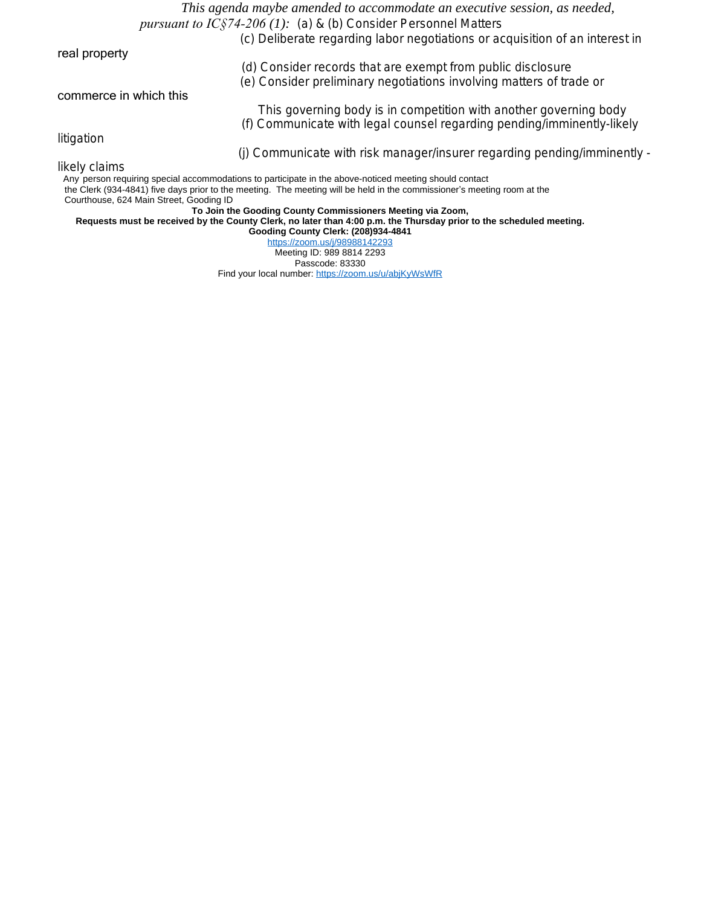*This agenda maybe amended to accommodate an executive session, as needed, pursuant to IC§74-206 (1):* (a) & (b) Consider Personnel Matters

(c) Deliberate regarding labor negotiations or acquisition of an interest in real property

(d) Consider records that are exempt from public disclosure

(e) Consider preliminary negotiations involving matters of trade or commerce in which this This governing body is in competition with another governing body

(f) Communicate with legal counsel regarding pending/imminently-likely litigation

(j) Communicate with risk manager/insurer regarding pending/imminently -likely claims

Any person requiring special accommodations to participate in the above-noticed meeting should contact the Clerk (934-4841) five days prior to the meeting. The meeting will be held in the commissioner's meeting room at the Courthouse, 624 Main Street, Gooding ID

**To Join the Gooding County Commissioners Meeting via Zoom,**
**Requests must be received by the County Clerk, no later than 4:00 p.m. the Thursday prior to the scheduled meeting.**
**Gooding County Clerk: (208)934-4841**

https://zoom.us/j/98988142293
Meeting ID: 989 8814 2293
Passcode: 83330
Find your local number: https://zoom.us/u/abjKyWsWfR